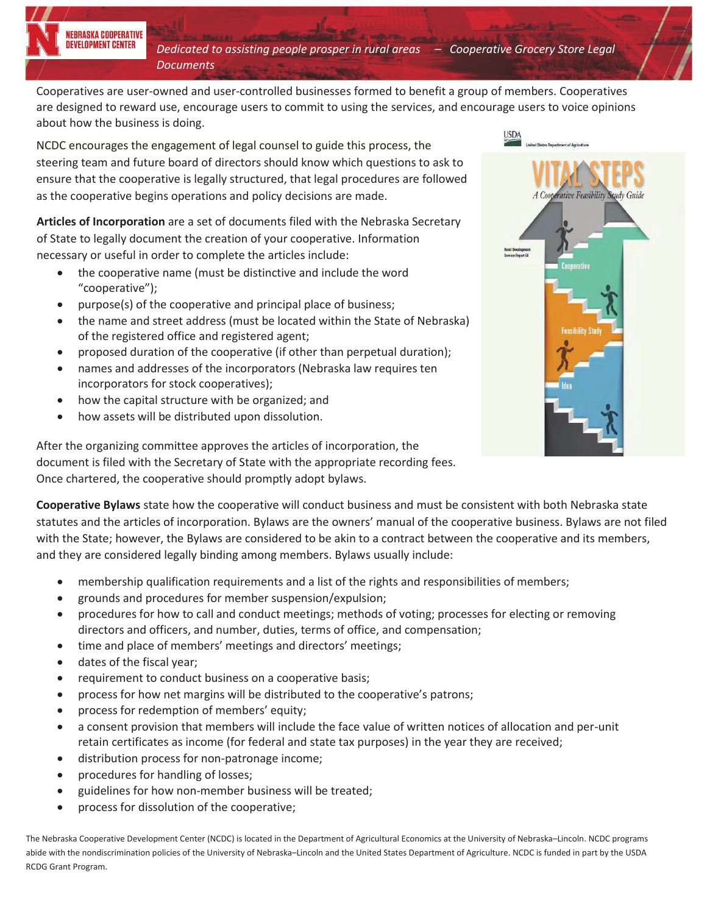*Dedicated to assisting people prosper in rural areas – Cooperative Grocery Store Legal Documents*

Cooperatives are user-owned and user-controlled businesses formed to benefit a group of members. Cooperatives are designed to reward use, encourage users to commit to using the services, and encourage users to voice opinions about how the business is doing.

NCDC encourages the engagement of legal counsel to guide this process, the steering team and future board of directors should know which questions to ask to ensure that the cooperative is legally structured, that legal procedures are followed as the cooperative begins operations and policy decisions are made.

**Articles of Incorporation** are a set of documents filed with the Nebraska Secretary of State to legally document the creation of your cooperative. Information necessary or useful in order to complete the articles include:

- the cooperative name (must be distinctive and include the word "cooperative");
- purpose(s) of the cooperative and principal place of business;
- the name and street address (must be located within the State of Nebraska) of the registered office and registered agent;
- proposed duration of the cooperative (if other than perpetual duration);
- names and addresses of the incorporators (Nebraska law requires ten incorporators for stock cooperatives);
- how the capital structure with be organized; and
- how assets will be distributed upon dissolution.

After the organizing committee approves the articles of incorporation, the document is filed with the Secretary of State with the appropriate recording fees. Once chartered, the cooperative should promptly adopt bylaws.

**Cooperative Bylaws** state how the cooperative will conduct business and must be consistent with both Nebraska state statutes and the articles of incorporation. Bylaws are the owners' manual of the cooperative business. Bylaws are not filed with the State; however, the Bylaws are considered to be akin to a contract between the cooperative and its members, and they are considered legally binding among members. Bylaws usually include:

- membership qualification requirements and a list of the rights and responsibilities of members;
- grounds and procedures for member suspension/expulsion;
- procedures for how to call and conduct meetings; methods of voting; processes for electing or removing directors and officers, and number, duties, terms of office, and compensation;
- time and place of members' meetings and directors' meetings;
- dates of the fiscal year;
- requirement to conduct business on a cooperative basis;
- process for how net margins will be distributed to the cooperative's patrons;
- process for redemption of members' equity;
- a consent provision that members will include the face value of written notices of allocation and per-unit retain certificates as income (for federal and state tax purposes) in the year they are received;
- distribution process for non-patronage income;
- procedures for handling of losses;
- guidelines for how non-member business will be treated;
- process for dissolution of the cooperative;

The Nebraska Cooperative Development Center (NCDC) is located in the Department of Agricultural Economics at the University of Nebraska–Lincoln. NCDC programs abide with the nondiscrimination policies of the University of Nebraska–Lincoln and the United States Department of Agriculture. NCDC is funded in part by the USDA RCDG Grant Program.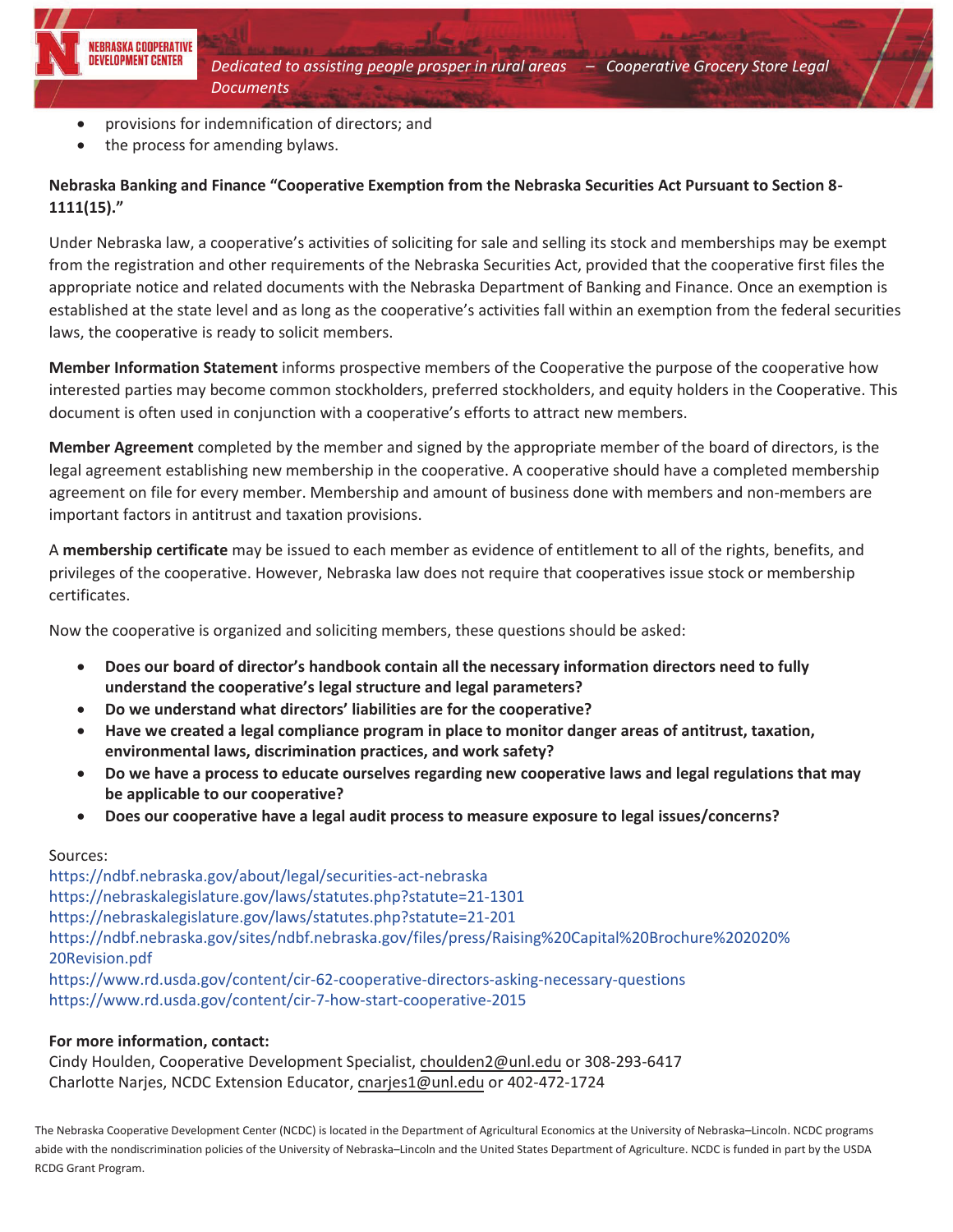- provisions for indemnification of directors; and
- the process for amending bylaws.

**Nebraska Banking and Finance "Cooperative Exemption from the Nebraska Securities Act Pursuant to Section 8-1111(15)."**

Under Nebraska law, a cooperative's activities of soliciting for sale and selling its stock and memberships may be exempt from the registration and other requirements of the Nebraska Securities Act, provided that the cooperative first files the appropriate notice and related documents with the Nebraska Department of Banking and Finance. Once an exemption is established at the state level and as long as the cooperative's activities fall within an exemption from the federal securities laws, the cooperative is ready to solicit members.

**Member Information Statement** informs prospective members of the Cooperative the purpose of the cooperative how interested parties may become common stockholders, preferred stockholders, and equity holders in the Cooperative. This document is often used in conjunction with a cooperative's efforts to attract new members.

**Member Agreement** completed by the member and signed by the appropriate member of the board of directors, is the legal agreement establishing new membership in the cooperative. A cooperative should have a completed membership agreement on file for every member. Membership and amount of business done with members and non-members are important factors in antitrust and taxation provisions.

A **membership certificate** may be issued to each member as evidence of entitlement to all of the rights, benefits, and privileges of the cooperative. However, Nebraska law does not require that cooperatives issue stock or membership certificates.

Now the cooperative is organized and soliciting members, these questions should be asked:

- **Does our board of director's handbook contain all the necessary information directors need to fully understand the cooperative's legal structure and legal parameters?**
- **Do we understand what directors' liabilities are for the cooperative?**
- **Have we created a legal compliance program in place to monitor danger areas of antitrust, taxation, environmental laws, discrimination practices, and work safety?**
- **Do we have a process to educate ourselves regarding new cooperative laws and legal regulations that may be applicable to our cooperative?**
- **Does our cooperative have a legal audit process to measure exposure to legal issues/concerns?**

Sources:
https://ndbf.nebraska.gov/about/legal/securities-act-nebraska
https://nebraskalegislature.gov/laws/statutes.php?statute=21-1301
https://nebraskalegislature.gov/laws/statutes.php?statute=21-201
https://ndbf.nebraska.gov/sites/ndbf.nebraska.gov/files/press/Raising%20Capital%20Brochure%202020%20Revision.pdf
https://www.rd.usda.gov/content/cir-62-cooperative-directors-asking-necessary-questions
https://www.rd.usda.gov/content/cir-7-how-start-cooperative-2015

**For more information, contact:**
Cindy Houlden, Cooperative Development Specialist, choulden2@unl.edu or 308-293-6417
Charlotte Narjes, NCDC Extension Educator, cnarjes1@unl.edu or 402-472-1724

The Nebraska Cooperative Development Center (NCDC) is located in the Department of Agricultural Economics at the University of Nebraska–Lincoln. NCDC programs abide with the nondiscrimination policies of the University of Nebraska–Lincoln and the United States Department of Agriculture. NCDC is funded in part by the USDA RCDG Grant Program.